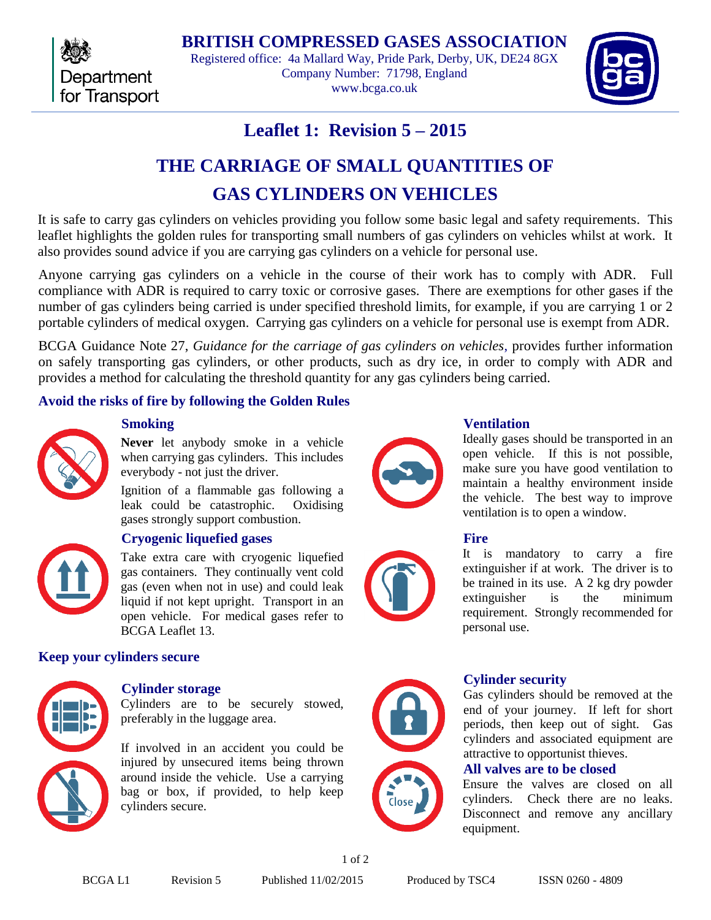Department for Transport

# BRITISH COMPRESSED GASES ASSOCIATION

Registered office: 4a Mallard Way, Pride Park, Derby, UK, DE24 8GX
Company Number: 71798, England
www.bcga.co.uk

## Leaflet 1: Revision 5 – 2015

# THE CARRIAGE OF SMALL QUANTITIES OF GAS CYLINDERS ON VEHICLES

It is safe to carry gas cylinders on vehicles providing you follow some basic legal and safety requirements. This leaflet highlights the golden rules for transporting small numbers of gas cylinders on vehicles whilst at work. It also provides sound advice if you are carrying gas cylinders on a vehicle for personal use.

Anyone carrying gas cylinders on a vehicle in the course of their work has to comply with ADR. Full compliance with ADR is required to carry toxic or corrosive gases. There are exemptions for other gases if the number of gas cylinders being carried is under specified threshold limits, for example, if you are carrying 1 or 2 portable cylinders of medical oxygen. Carrying gas cylinders on a vehicle for personal use is exempt from ADR.

BCGA Guidance Note 27, *Guidance for the carriage of gas cylinders on vehicles*, provides further information on safely transporting gas cylinders, or other products, such as dry ice, in order to comply with ADR and provides a method for calculating the threshold quantity for any gas cylinders being carried.

## Avoid the risks of fire by following the Golden Rules

### Smoking

**Never** let anybody smoke in a vehicle when carrying gas cylinders. This includes everybody - not just the driver.

Ignition of a flammable gas following a leak could be catastrophic. Oxidising gases strongly support combustion.

### Cryogenic liquefied gases

Take extra care with cryogenic liquefied gas containers. They continually vent cold gas (even when not in use) and could leak liquid if not kept upright. Transport in an open vehicle. For medical gases refer to BCGA Leaflet 13.

### Ventilation

Ideally gases should be transported in an open vehicle. If this is not possible, make sure you have good ventilation to maintain a healthy environment inside the vehicle. The best way to improve ventilation is to open a window.

### Fire

It is mandatory to carry a fire extinguisher if at work. The driver is to be trained in its use. A 2 kg dry powder extinguisher is the minimum requirement. Strongly recommended for personal use.

## Keep your cylinders secure

### Cylinder storage

Cylinders are to be securely stowed, preferably in the luggage area.

If involved in an accident you could be injured by unsecured items being thrown around inside the vehicle. Use a carrying bag or box, if provided, to help keep cylinders secure.

### Cylinder security

Gas cylinders should be removed at the end of your journey. If left for short periods, then keep out of sight. Gas cylinders and associated equipment are attractive to opportunist thieves.

### All valves are to be closed

Ensure the valves are closed on all cylinders. Check there are no leaks. Disconnect and remove any ancillary equipment.

BCGA L1 | Revision 5 | Published 11/02/2015 | Produced by TSC4 | ISSN 0260 - 4809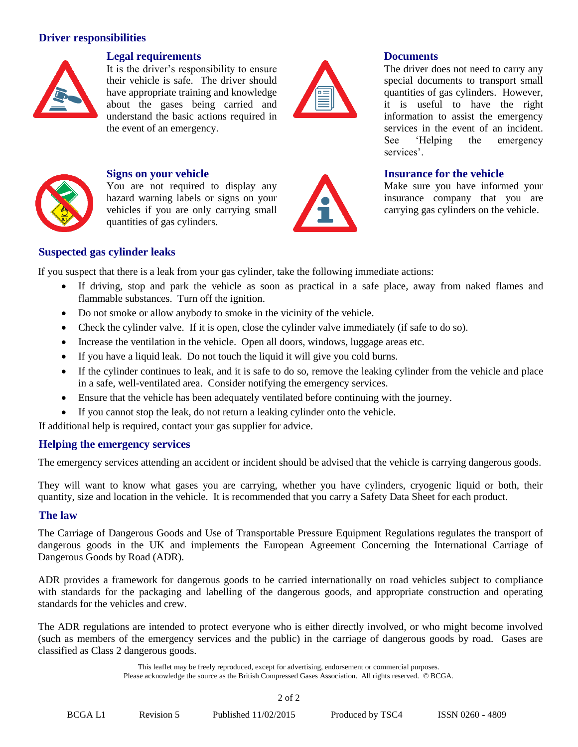## Driver responsibilities

### Legal requirements

It is the driver's responsibility to ensure their vehicle is safe. The driver should have appropriate training and knowledge about the gases being carried and understand the basic actions required in the event of an emergency.

### Documents

The driver does not need to carry any special documents to transport small quantities of gas cylinders. However, it is useful to have the right information to assist the emergency services in the event of an incident. See 'Helping the emergency services'.

### Signs on your vehicle

You are not required to display any hazard warning labels or signs on your vehicles if you are only carrying small quantities of gas cylinders.

### Insurance for the vehicle

Make sure you have informed your insurance company that you are carrying gas cylinders on the vehicle.

## Suspected gas cylinder leaks

If you suspect that there is a leak from your gas cylinder, take the following immediate actions:

- If driving, stop and park the vehicle as soon as practical in a safe place, away from naked flames and flammable substances. Turn off the ignition.
- Do not smoke or allow anybody to smoke in the vicinity of the vehicle.
- Check the cylinder valve. If it is open, close the cylinder valve immediately (if safe to do so).
- Increase the ventilation in the vehicle. Open all doors, windows, luggage areas etc.
- If you have a liquid leak. Do not touch the liquid it will give you cold burns.
- If the cylinder continues to leak, and it is safe to do so, remove the leaking cylinder from the vehicle and place in a safe, well-ventilated area. Consider notifying the emergency services.
- Ensure that the vehicle has been adequately ventilated before continuing with the journey.
- If you cannot stop the leak, do not return a leaking cylinder onto the vehicle.

If additional help is required, contact your gas supplier for advice.

## Helping the emergency services

The emergency services attending an accident or incident should be advised that the vehicle is carrying dangerous goods.

They will want to know what gases you are carrying, whether you have cylinders, cryogenic liquid or both, their quantity, size and location in the vehicle. It is recommended that you carry a Safety Data Sheet for each product.

## The law

The Carriage of Dangerous Goods and Use of Transportable Pressure Equipment Regulations regulates the transport of dangerous goods in the UK and implements the European Agreement Concerning the International Carriage of Dangerous Goods by Road (ADR).

ADR provides a framework for dangerous goods to be carried internationally on road vehicles subject to compliance with standards for the packaging and labelling of the dangerous goods, and appropriate construction and operating standards for the vehicles and crew.

The ADR regulations are intended to protect everyone who is either directly involved, or who might become involved (such as members of the emergency services and the public) in the carriage of dangerous goods by road. Gases are classified as Class 2 dangerous goods.

This leaflet may be freely reproduced, except for advertising, endorsement or commercial purposes.
Please acknowledge the source as the British Compressed Gases Association. All rights reserved. © BCGA.

BCGA L1 Revision 5 Published 11/02/2015 Produced by TSC4 ISSN 0260 - 4809